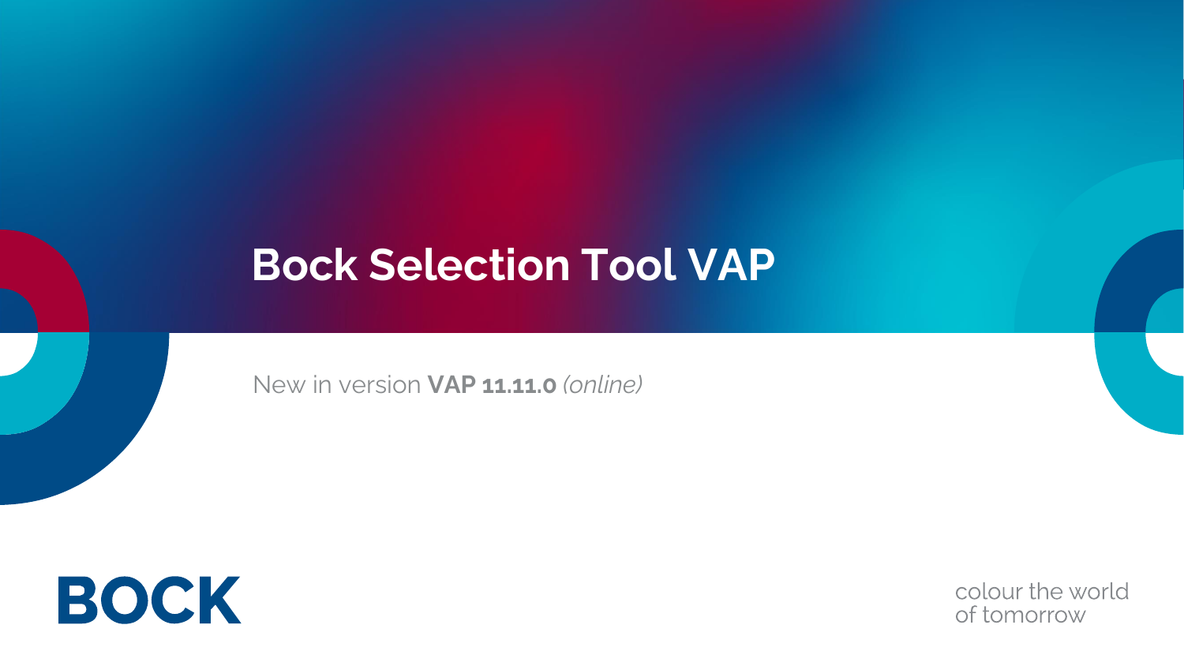# Bock Selection Tool VAP

New in version **VAP 11.11.0** *(online)*

BOCK

colour the world
of tomorrow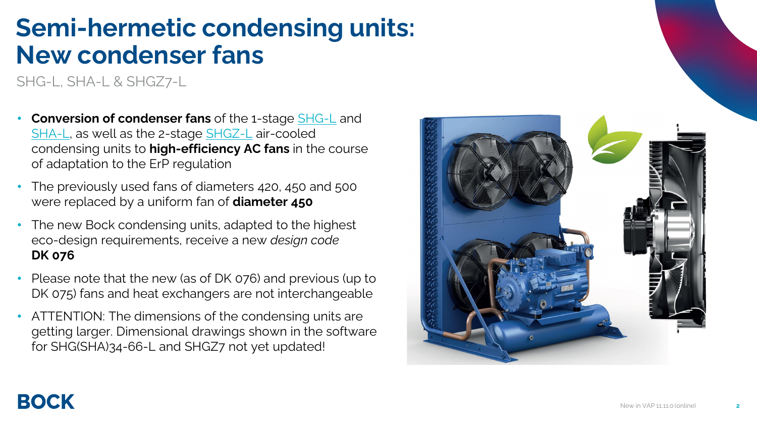# Semi-hermetic condensing units: New condenser fans

SHG-L, SHA-L & SHGZ7-L

- **Conversion of condenser fans** of the 1-stage SHG-L and SHA-L, as well as the 2-stage SHGZ-L air-cooled condensing units to **high-efficiency AC fans** in the course of adaptation to the ErP regulation
- The previously used fans of diameters 420, 450 and 500 were replaced by a uniform fan of **diameter 450**
- The new Bock condensing units, adapted to the highest eco-design requirements, receive a new *design code* **DK 076**
- Please note that the new (as of DK 076) and previous (up to DK 075) fans and heat exchangers are not interchangeable
- ATTENTION: The dimensions of the condensing units are getting larger. Dimensional drawings shown in the software for SHG(SHA)34-66-L and SHGZ7 not yet updated!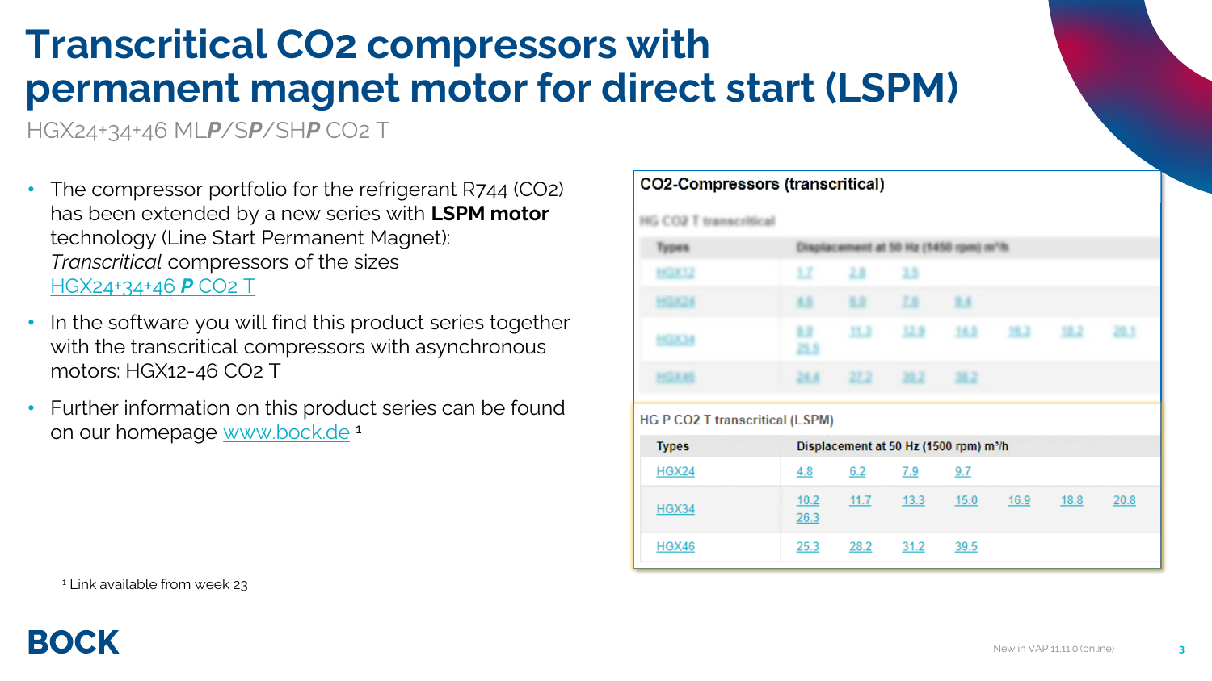# Transcritical CO2 compressors with permanent magnet motor for direct start (LSPM)

HGX24+34+46 ML***P***/S***P***/SH***P*** CO2 T

- The compressor portfolio for the refrigerant R744 ($CO_2$) has been extended by a new series with **LSPM motor** technology (Line Start Permanent Magnet): *Transcritical* compressors of the sizes HGX24+34+46 ***P*** CO2 T
- In the software you will find this product series together with the transcritical compressors with asynchronous motors: HGX12-46 CO2 T
- Further information on this product series can be found on our homepage www.bock.de [1]

**CO2-Compressors (transcritical)**

HG CO2 T transcritical

| Types | Displacement at 50 Hz (1450 rpm) m³/h | | | | | | | |
|---|---|---|---|---|---|---|---|---|
| HGX12 | 1.7 | 2.8 | 3.5 | | | | | |
| HGX24 | 4.5 | 6.0 | 7.6 | 9.4 | | | | |
| HGX34 | 8.9 | 11.3 | 12.9 | 14.5 | 16.3 | 18.2 | 20.1 | 25.5 |
| HGX46 | 24.4 | 27.2 | 30.2 | 38.2 | | | | |

HG P CO2 T transcritical (LSPM)

| Types | Displacement at 50 Hz (1500 rpm) m³/h | | | | | | | |
|---|---|---|---|---|---|---|---|---|
| HGX24 | 4.8 | 6.2 | 7.9 | 9.7 | | | | |
| HGX34 | 10.2 | 11.7 | 13.3 | 15.0 | 16.9 | 18.8 | 20.8 | 26.3 |
| HGX46 | 25.3 | 28.2 | 31.2 | 39.5 | | | | |

[1] Link available from week 23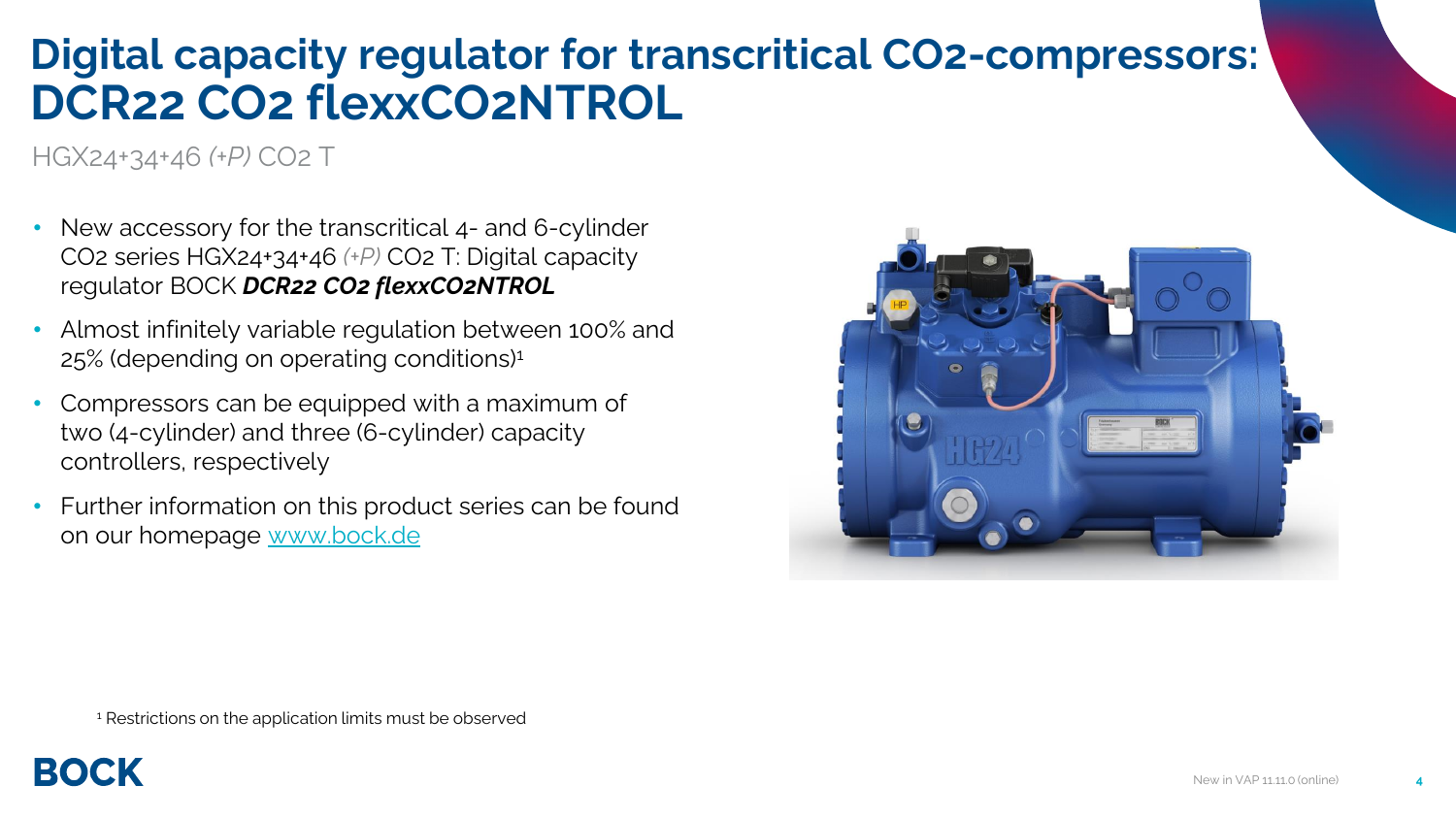# Digital capacity regulator for transcritical $CO_2$-compressors: DCR22 $CO_2$ flexxCO2NTROL

HGX24+34+46 *(+P)* $CO_2$ T

- New accessory for the transcritical 4- and 6-cylinder $CO_2$ series HGX24+34+46 *(+P)* $CO_2$ T: Digital capacity regulator BOCK ***DCR22 CO2 flexxCO2NTROL***
- Almost infinitely variable regulation between 100% and 25% (depending on operating conditions)[1]
- Compressors can be equipped with a maximum of two (4-cylinder) and three (6-cylinder) capacity controllers, respectively
- Further information on this product series can be found on our homepage [www.bock.de](www.bock.de)

[1] Restrictions on the application limits must be observed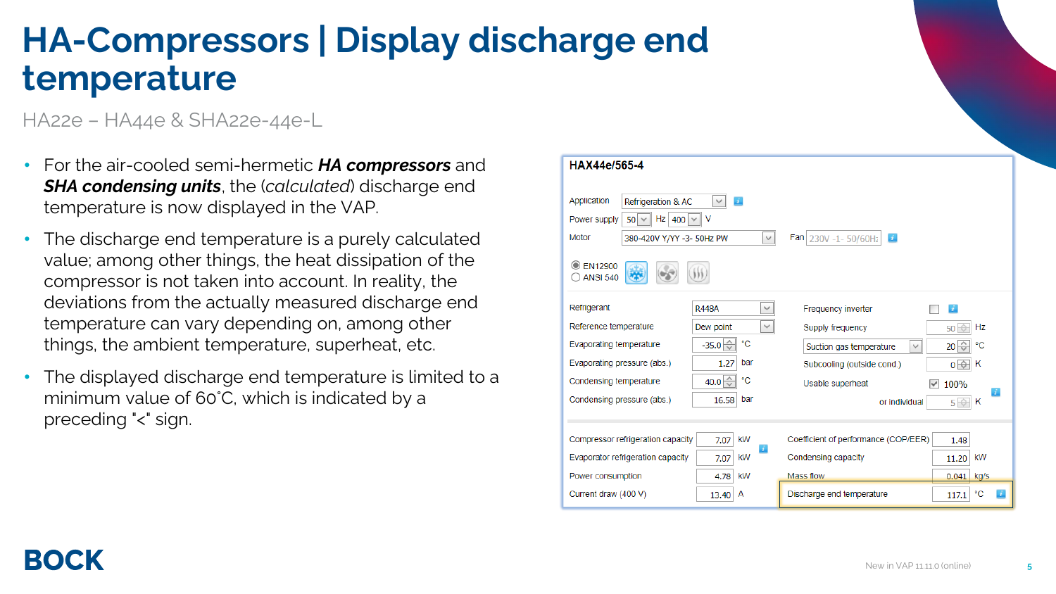# HA-Compressors | Display discharge end temperature

HA22e – HA44e & SHA22e-44e-L

- For the air-cooled semi-hermetic ***HA compressors*** and ***SHA condensing units***, the (*calculated*) discharge end temperature is now displayed in the VAP.
- The discharge end temperature is a purely calculated value; among other things, the heat dissipation of the compressor is not taken into account. In reality, the deviations from the actually measured discharge end temperature can vary depending on, among other things, the ambient temperature, superheat, etc.
- The displayed discharge end temperature is limited to a minimum value of 60°C, which is indicated by a preceding "<" sign.

**HAX44e/565-4**

Application: Refrigeration & AC
Power supply: 50 Hz 400 V
Motor: 380-420V Y/YY -3- 50Hz PW
Fan: 230V -1- 50/60Hz

EN12900 / ANSI 540

| Parameter | Value | Unit |
| --- | --- | --- |
| Refrigerant | R448A | |
| Reference temperature | Dew point | |
| Evaporating temperature | -35.0 | °C |
| Evaporating pressure (abs.) | 1.27 | bar |
| Condensing temperature | 40.0 | °C |
| Condensing pressure (abs.) | 16.58 | bar |
| Frequency inverter | | |
| Supply frequency | 50 | Hz |
| Suction gas temperature | 20 | °C |
| Subcooling (outside cond.) | 0 | K |
| Usable superheat | 100% | |
| or individual | 5 | K |

| Result | Value | Unit |
| --- | --- | --- |
| Compressor refrigeration capacity | 7.07 | kW |
| Evaporator refrigeration capacity | 7.07 | kW |
| Power consumption | 4.78 | kW |
| Current draw (400 V) | 13.40 | A |
| Coefficient of performance (COP/EER) | 1.48 | |
| Condensing capacity | 11.20 | kW |
| Mass flow | 0.041 | kg/s |
| Discharge end temperature | 117.1 | °C |

New in VAP 11.11.0 (online)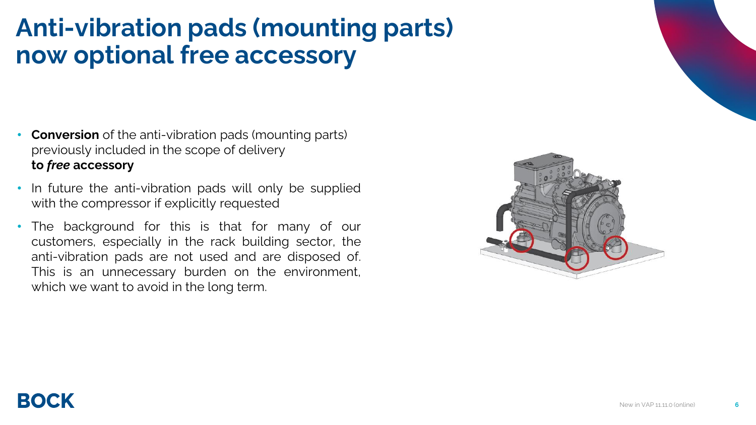# Anti-vibration pads (mounting parts) now optional free accessory

- **Conversion** of the anti-vibration pads (mounting parts) previously included in the scope of delivery **to *free* accessory**
- In future the anti-vibration pads will only be supplied with the compressor if explicitly requested
- The background for this is that for many of our customers, especially in the rack building sector, the anti-vibration pads are not used and are disposed of. This is an unnecessary burden on the environment, which we want to avoid in the long term.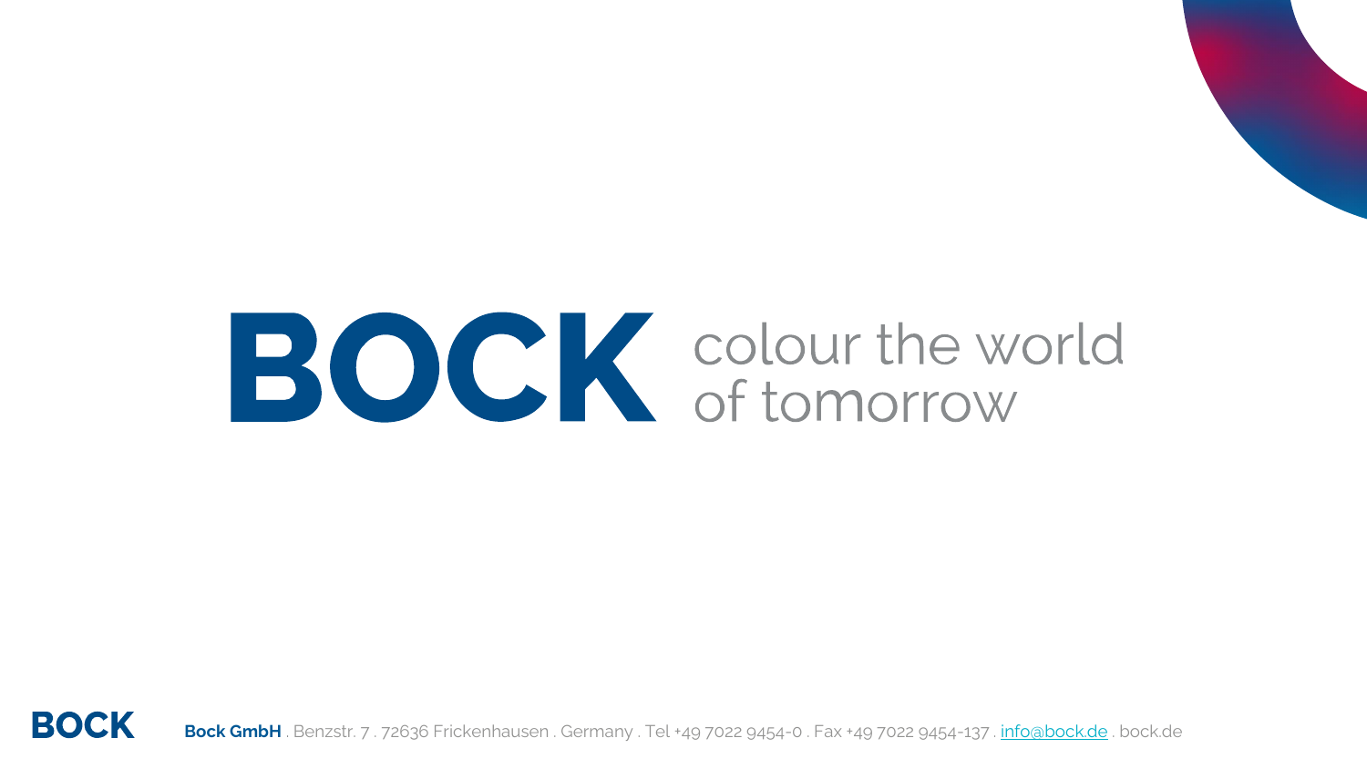# BOCK colour the world of tomorrow

**BOCK**

**Bock GmbH** . Benzstr. 7 . 72636 Frickenhausen . Germany . Tel +49 7022 9454-0 . Fax +49 7022 9454-137 . info@bock.de . bock.de